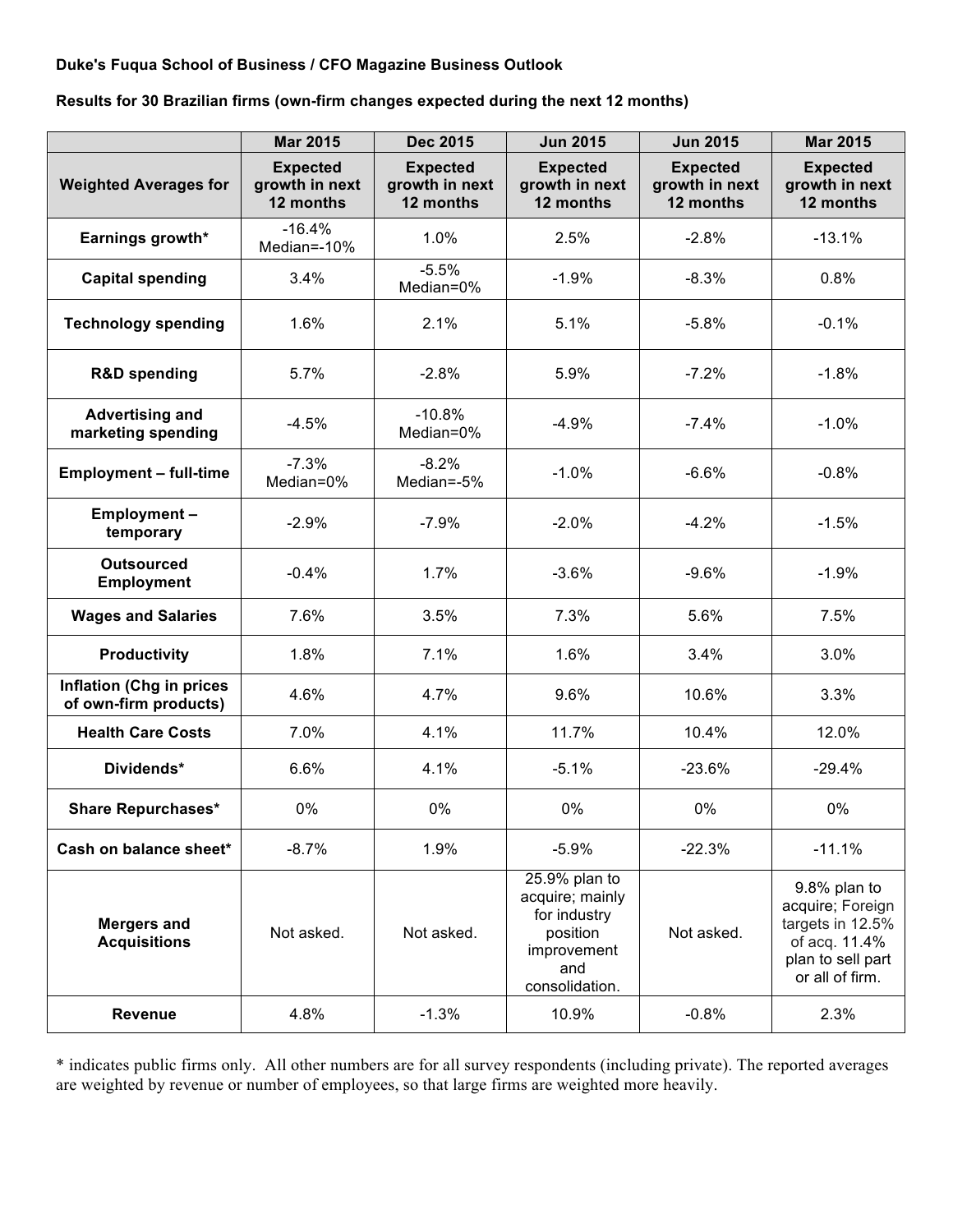**Duke's Fuqua School of Business / CFO Magazine Business Outlook**

**Results for 30 Brazilian firms (own-firm changes expected during the next 12 months)**

| | Mar 2015 | Dec 2015 | Jun 2015 | Jun 2015 | Mar 2015 |
|---|---|---|---|---|---|
| **Weighted Averages for** | **Expected growth in next 12 months** | **Expected growth in next 12 months** | **Expected growth in next 12 months** | **Expected growth in next 12 months** | **Expected growth in next 12 months** |
| **Earnings growth*** | -16.4% Median=-10% | 1.0% | 2.5% | -2.8% | -13.1% |
| **Capital spending** | 3.4% | -5.5% Median=0% | -1.9% | -8.3% | 0.8% |
| **Technology spending** | 1.6% | 2.1% | 5.1% | -5.8% | -0.1% |
| **R&D spending** | 5.7% | -2.8% | 5.9% | -7.2% | -1.8% |
| **Advertising and marketing spending** | -4.5% | -10.8% Median=0% | -4.9% | -7.4% | -1.0% |
| **Employment – full-time** | -7.3% Median=0% | -8.2% Median=-5% | -1.0% | -6.6% | -0.8% |
| **Employment – temporary** | -2.9% | -7.9% | -2.0% | -4.2% | -1.5% |
| **Outsourced Employment** | -0.4% | 1.7% | -3.6% | -9.6% | -1.9% |
| **Wages and Salaries** | 7.6% | 3.5% | 7.3% | 5.6% | 7.5% |
| **Productivity** | 1.8% | 7.1% | 1.6% | 3.4% | 3.0% |
| **Inflation (Chg in prices of own-firm products)** | 4.6% | 4.7% | 9.6% | 10.6% | 3.3% |
| **Health Care Costs** | 7.0% | 4.1% | 11.7% | 10.4% | 12.0% |
| **Dividends*** | 6.6% | 4.1% | -5.1% | -23.6% | -29.4% |
| **Share Repurchases*** | 0% | 0% | 0% | 0% | 0% |
| **Cash on balance sheet*** | -8.7% | 1.9% | -5.9% | -22.3% | -11.1% |
| **Mergers and Acquisitions** | Not asked. | Not asked. | 25.9% plan to acquire; mainly for industry position improvement and consolidation. | Not asked. | 9.8% plan to acquire; Foreign targets in 12.5% of acq. 11.4% plan to sell part or all of firm. |
| **Revenue** | 4.8% | -1.3% | 10.9% | -0.8% | 2.3% |

* indicates public firms only. All other numbers are for all survey respondents (including private). The reported averages are weighted by revenue or number of employees, so that large firms are weighted more heavily.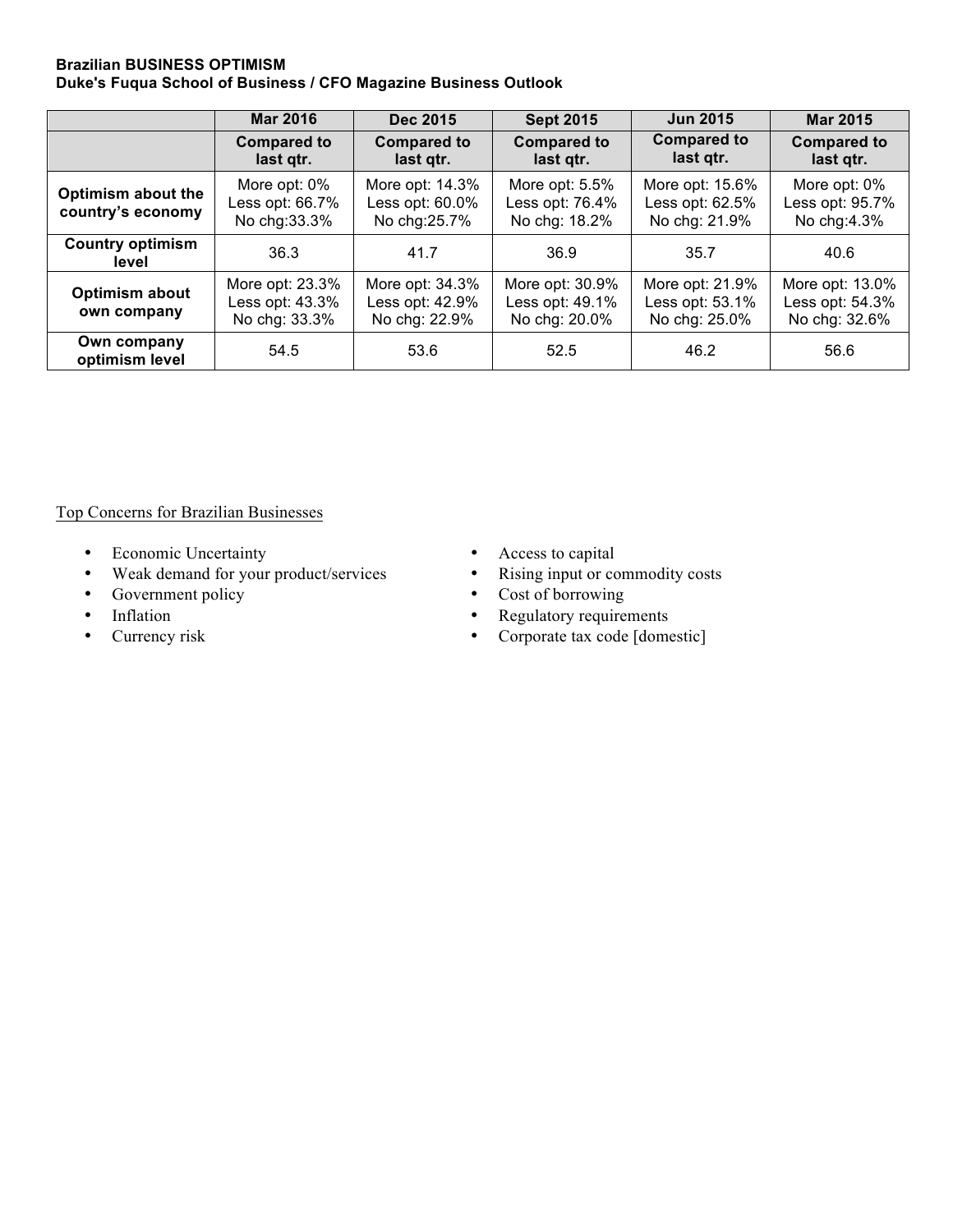**Brazilian BUSINESS OPTIMISM**
**Duke's Fuqua School of Business / CFO Magazine Business Outlook**

| | Mar 2016 | Dec 2015 | Sept 2015 | Jun 2015 | Mar 2015 |
|---|---|---|---|---|---|
| | Compared to last qtr. | Compared to last qtr. | Compared to last qtr. | Compared to last qtr. | Compared to last qtr. |
| **Optimism about the country's economy** | More opt: 0%<br>Less opt: 66.7%<br>No chg:33.3% | More opt: 14.3%<br>Less opt: 60.0%<br>No chg:25.7% | More opt: 5.5%<br>Less opt: 76.4%<br>No chg: 18.2% | More opt: 15.6%<br>Less opt: 62.5%<br>No chg: 21.9% | More opt: 0%<br>Less opt: 95.7%<br>No chg:4.3% |
| **Country optimism level** | 36.3 | 41.7 | 36.9 | 35.7 | 40.6 |
| **Optimism about own company** | More opt: 23.3%<br>Less opt: 43.3%<br>No chg: 33.3% | More opt: 34.3%<br>Less opt: 42.9%<br>No chg: 22.9% | More opt: 30.9%<br>Less opt: 49.1%<br>No chg: 20.0% | More opt: 21.9%<br>Less opt: 53.1%<br>No chg: 25.0% | More opt: 13.0%<br>Less opt: 54.3%<br>No chg: 32.6% |
| **Own company optimism level** | 54.5 | 53.6 | 52.5 | 46.2 | 56.6 |

Top Concerns for Brazilian Businesses

- Economic Uncertainty
- Weak demand for your product/services
- Government policy
- Inflation
- Currency risk
- Access to capital
- Rising input or commodity costs
- Cost of borrowing
- Regulatory requirements
- Corporate tax code [domestic]